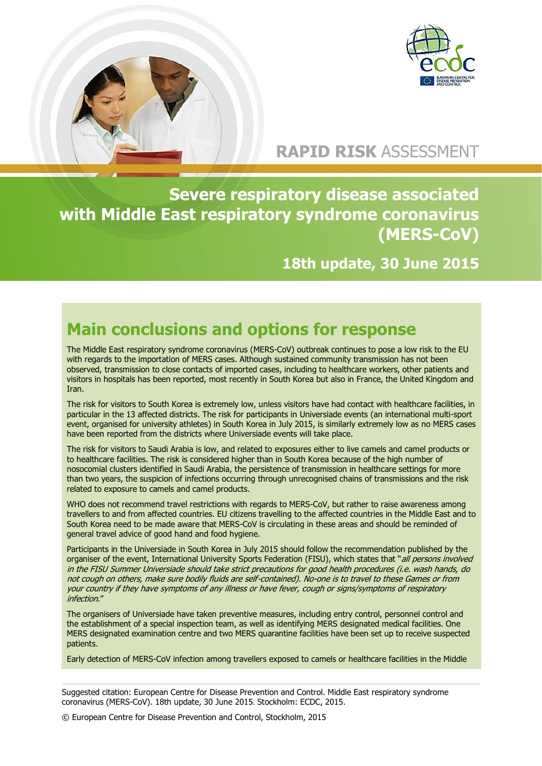RAPID RISK ASSESSMENT

# Severe respiratory disease associated with Middle East respiratory syndrome coronavirus (MERS-CoV)

## 18th update, 30 June 2015

## Main conclusions and options for response

The Middle East respiratory syndrome coronavirus (MERS-CoV) outbreak continues to pose a low risk to the EU with regards to the importation of MERS cases. Although sustained community transmission has not been observed, transmission to close contacts of imported cases, including to healthcare workers, other patients and visitors in hospitals has been reported, most recently in South Korea but also in France, the United Kingdom and Iran.

The risk for visitors to South Korea is extremely low, unless visitors have had contact with healthcare facilities, in particular in the 13 affected districts. The risk for participants in Universiade events (an international multi-sport event, organised for university athletes) in South Korea in July 2015, is similarly extremely low as no MERS cases have been reported from the districts where Universiade events will take place.

The risk for visitors to Saudi Arabia is low, and related to exposures either to live camels and camel products or to healthcare facilities. The risk is considered higher than in South Korea because of the high number of nosocomial clusters identified in Saudi Arabia, the persistence of transmission in healthcare settings for more than two years, the suspicion of infections occurring through unrecognised chains of transmissions and the risk related to exposure to camels and camel products.

WHO does not recommend travel restrictions with regards to MERS-CoV, but rather to raise awareness among travellers to and from affected countries. EU citizens travelling to the affected countries in the Middle East and to South Korea need to be made aware that MERS-CoV is circulating in these areas and should be reminded of general travel advice of good hand and food hygiene.

Participants in the Universiade in South Korea in July 2015 should follow the recommendation published by the organiser of the event, International University Sports Federation (FISU), which states that "*all persons involved in the FISU Summer Universiade should take strict precautions for good health procedures (i.e. wash hands, do not cough on others, make sure bodily fluids are self-contained). No-one is to travel to these Games or from your country if they have symptoms of any illness or have fever, cough or signs/symptoms of respiratory infection*."

The organisers of Universiade have taken preventive measures, including entry control, personnel control and the establishment of a special inspection team, as well as identifying MERS designated medical facilities. One MERS designated examination centre and two MERS quarantine facilities have been set up to receive suspected patients.

Early detection of MERS-CoV infection among travellers exposed to camels or healthcare facilities in the Middle

Suggested citation: European Centre for Disease Prevention and Control. Middle East respiratory syndrome coronavirus (MERS-CoV). 18th update, 30 June 2015. Stockholm: ECDC, 2015.

© European Centre for Disease Prevention and Control, Stockholm, 2015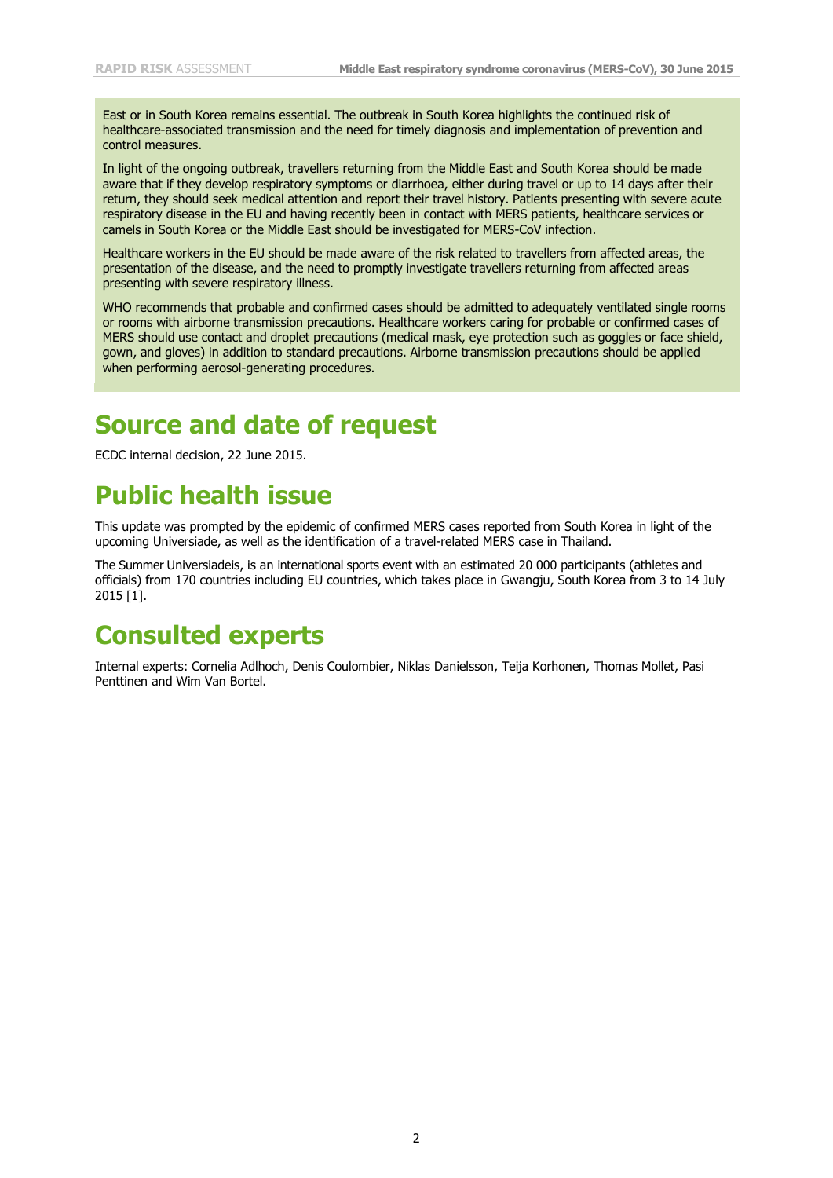East or in South Korea remains essential. The outbreak in South Korea highlights the continued risk of healthcare-associated transmission and the need for timely diagnosis and implementation of prevention and control measures.

In light of the ongoing outbreak, travellers returning from the Middle East and South Korea should be made aware that if they develop respiratory symptoms or diarrhoea, either during travel or up to 14 days after their return, they should seek medical attention and report their travel history. Patients presenting with severe acute respiratory disease in the EU and having recently been in contact with MERS patients, healthcare services or camels in South Korea or the Middle East should be investigated for MERS-CoV infection.

Healthcare workers in the EU should be made aware of the risk related to travellers from affected areas, the presentation of the disease, and the need to promptly investigate travellers returning from affected areas presenting with severe respiratory illness.

WHO recommends that probable and confirmed cases should be admitted to adequately ventilated single rooms or rooms with airborne transmission precautions. Healthcare workers caring for probable or confirmed cases of MERS should use contact and droplet precautions (medical mask, eye protection such as goggles or face shield, gown, and gloves) in addition to standard precautions. Airborne transmission precautions should be applied when performing aerosol-generating procedures.

# Source and date of request

ECDC internal decision, 22 June 2015.

# Public health issue

This update was prompted by the epidemic of confirmed MERS cases reported from South Korea in light of the upcoming Universiade, as well as the identification of a travel-related MERS case in Thailand.

The Summer Universiadeis, is an international sports event with an estimated 20 000 participants (athletes and officials) from 170 countries including EU countries, which takes place in Gwangju, South Korea from 3 to 14 July 2015 [1].

# Consulted experts

Internal experts: Cornelia Adlhoch, Denis Coulombier, Niklas Danielsson, Teija Korhonen, Thomas Mollet, Pasi Penttinen and Wim Van Bortel.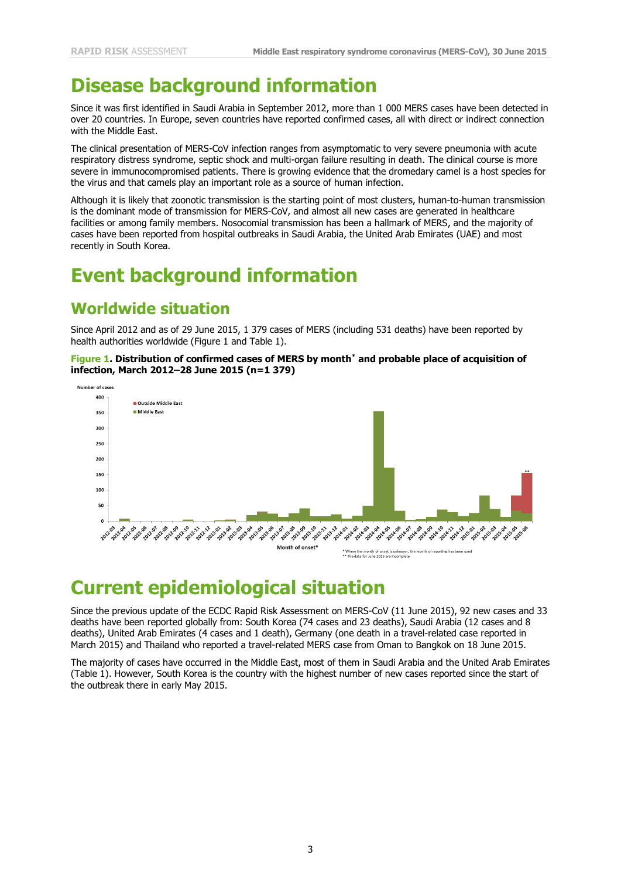# Disease background information

Since it was first identified in Saudi Arabia in September 2012, more than 1 000 MERS cases have been detected in over 20 countries. In Europe, seven countries have reported confirmed cases, all with direct or indirect connection with the Middle East.

The clinical presentation of MERS-CoV infection ranges from asymptomatic to very severe pneumonia with acute respiratory distress syndrome, septic shock and multi-organ failure resulting in death. The clinical course is more severe in immunocompromised patients. There is growing evidence that the dromedary camel is a host species for the virus and that camels play an important role as a source of human infection.

Although it is likely that zoonotic transmission is the starting point of most clusters, human-to-human transmission is the dominant mode of transmission for MERS-CoV, and almost all new cases are generated in healthcare facilities or among family members. Nosocomial transmission has been a hallmark of MERS, and the majority of cases have been reported from hospital outbreaks in Saudi Arabia, the United Arab Emirates (UAE) and most recently in South Korea.

# Event background information

## Worldwide situation

Since April 2012 and as of 29 June 2015, 1 379 cases of MERS (including 531 deaths) have been reported by health authorities worldwide (Figure 1 and Table 1).

**Figure 1. Distribution of confirmed cases of MERS by month* and probable place of acquisition of infection, March 2012–28 June 2015 (n=1 379)**

\* Where the month of onset is unknown, the month of reporting has been used
\*\* The data for June 2015 are incomplete

# Current epidemiological situation

Since the previous update of the ECDC Rapid Risk Assessment on MERS-CoV (11 June 2015), 92 new cases and 33 deaths have been reported globally from: South Korea (74 cases and 23 deaths), Saudi Arabia (12 cases and 8 deaths), United Arab Emirates (4 cases and 1 death), Germany (one death in a travel-related case reported in March 2015) and Thailand who reported a travel-related MERS case from Oman to Bangkok on 18 June 2015.

The majority of cases have occurred in the Middle East, most of them in Saudi Arabia and the United Arab Emirates (Table 1). However, South Korea is the country with the highest number of new cases reported since the start of the outbreak there in early May 2015.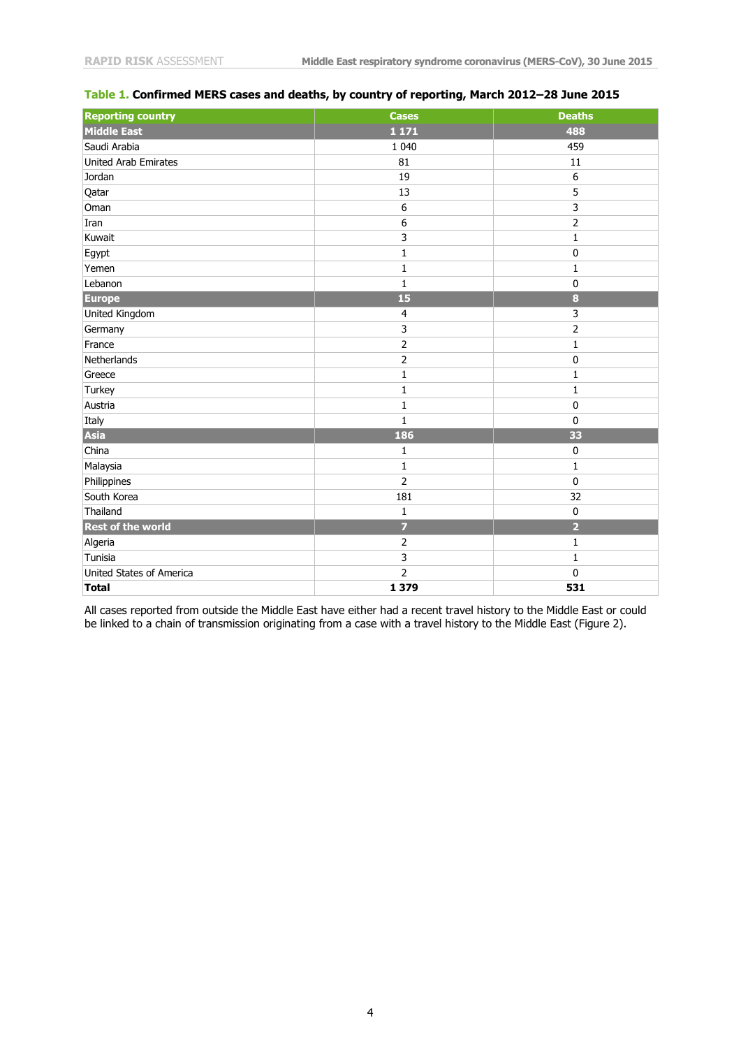**Table 1.** **Confirmed MERS cases and deaths, by country of reporting, March 2012–28 June 2015**

| Reporting country | Cases | Deaths |
|---|---|---|
| **Middle East** | **1 171** | **488** |
| Saudi Arabia | 1 040 | 459 |
| United Arab Emirates | 81 | 11 |
| Jordan | 19 | 6 |
| Qatar | 13 | 5 |
| Oman | 6 | 3 |
| Iran | 6 | 2 |
| Kuwait | 3 | 1 |
| Egypt | 1 | 0 |
| Yemen | 1 | 1 |
| Lebanon | 1 | 0 |
| **Europe** | **15** | **8** |
| United Kingdom | 4 | 3 |
| Germany | 3 | 2 |
| France | 2 | 1 |
| Netherlands | 2 | 0 |
| Greece | 1 | 1 |
| Turkey | 1 | 1 |
| Austria | 1 | 0 |
| Italy | 1 | 0 |
| **Asia** | **186** | **33** |
| China | 1 | 0 |
| Malaysia | 1 | 1 |
| Philippines | 2 | 0 |
| South Korea | 181 | 32 |
| Thailand | 1 | 0 |
| **Rest of the world** | **7** | **2** |
| Algeria | 2 | 1 |
| Tunisia | 3 | 1 |
| United States of America | 2 | 0 |
| **Total** | **1 379** | **531** |

All cases reported from outside the Middle East have either had a recent travel history to the Middle East or could be linked to a chain of transmission originating from a case with a travel history to the Middle East (Figure 2).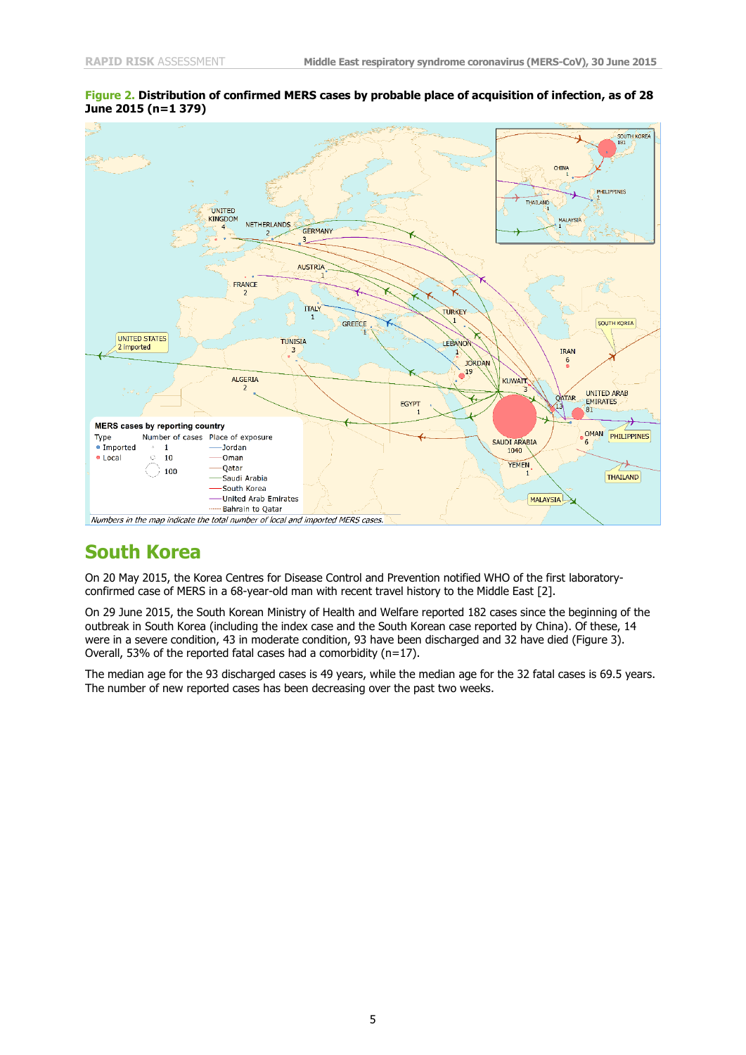**Figure 2. Distribution of confirmed MERS cases by probable place of acquisition of infection, as of 28 June 2015 (n=1 379)**

*Numbers in the map indicate the total number of local and imported MERS cases.*

## South Korea

On 20 May 2015, the Korea Centres for Disease Control and Prevention notified WHO of the first laboratory-confirmed case of MERS in a 68-year-old man with recent travel history to the Middle East [2].

On 29 June 2015, the South Korean Ministry of Health and Welfare reported 182 cases since the beginning of the outbreak in South Korea (including the index case and the South Korean case reported by China). Of these, 14 were in a severe condition, 43 in moderate condition, 93 have been discharged and 32 have died (Figure 3). Overall, 53% of the reported fatal cases had a comorbidity (n=17).

The median age for the 93 discharged cases is 49 years, while the median age for the 32 fatal cases is 69.5 years. The number of new reported cases has been decreasing over the past two weeks.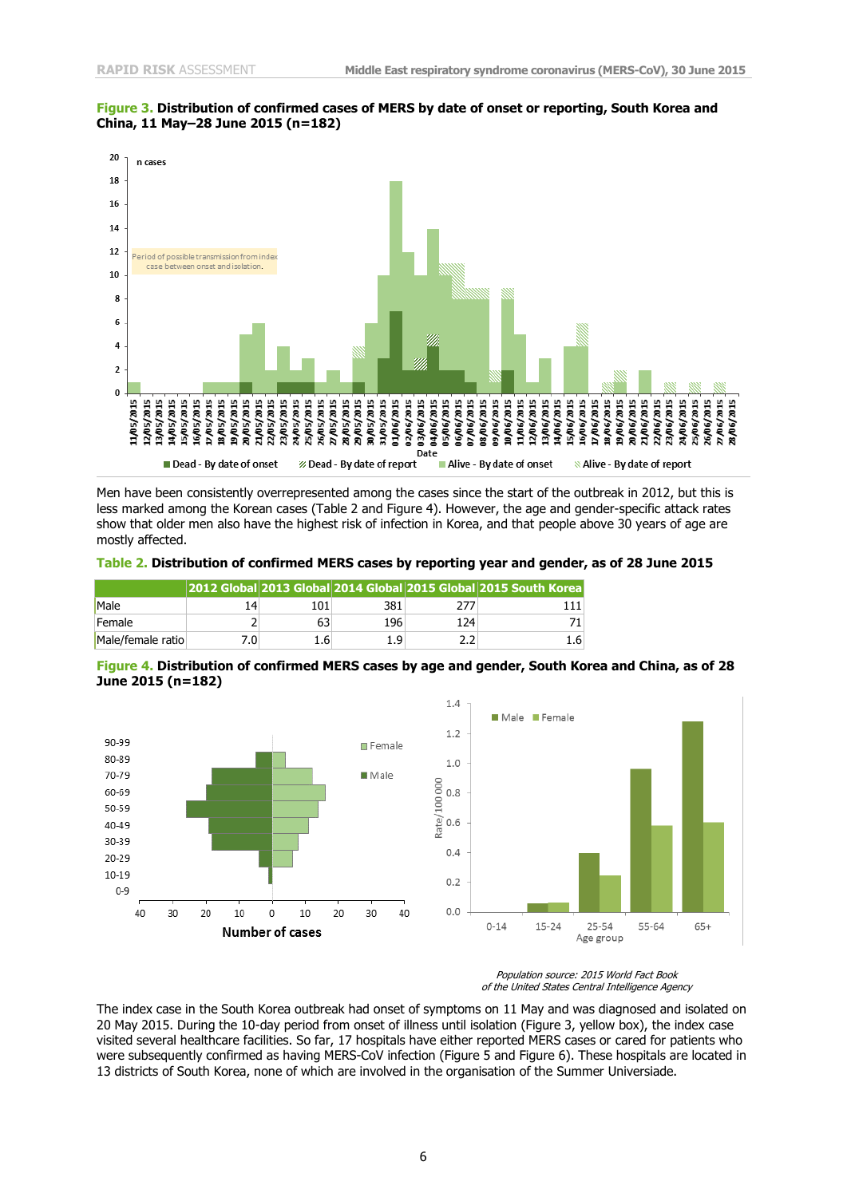**Figure 3. Distribution of confirmed cases of MERS by date of onset or reporting, South Korea and China, 11 May–28 June 2015 (n=182)**

**Table 2. Distribution of confirmed MERS cases by reporting year and gender, as of 28 June 2015**

Men have been consistently overrepresented among the cases since the start of the outbreak in 2012, but this is less marked among the Korean cases (Table 2 and Figure 4). However, the age and gender-specific attack rates show that older men also have the highest risk of infection in Korea, and that people above 30 years of age are mostly affected.

| | 2012 Global | 2013 Global | 2014 Global | 2015 Global | 2015 South Korea |
|---|---|---|---|---|---|
| Male | 14 | 101 | 381 | 277 | 111 |
| Female | 2 | 63 | 196 | 124 | 71 |
| Male/female ratio | 7.0 | 1.6 | 1.9 | 2.2 | 1.6 |

**Figure 4. Distribution of confirmed MERS cases by age and gender, South Korea and China, as of 28 June 2015 (n=182)**

*Population source: 2015 World Fact Book of the United States Central Intelligence Agency*

The index case in the South Korea outbreak had onset of symptoms on 11 May and was diagnosed and isolated on 20 May 2015. During the 10-day period from onset of illness until isolation (Figure 3, yellow box), the index case visited several healthcare facilities. So far, 17 hospitals have either reported MERS cases or cared for patients who were subsequently confirmed as having MERS-CoV infection (Figure 5 and Figure 6). These hospitals are located in 13 districts of South Korea, none of which are involved in the organisation of the Summer Universiade.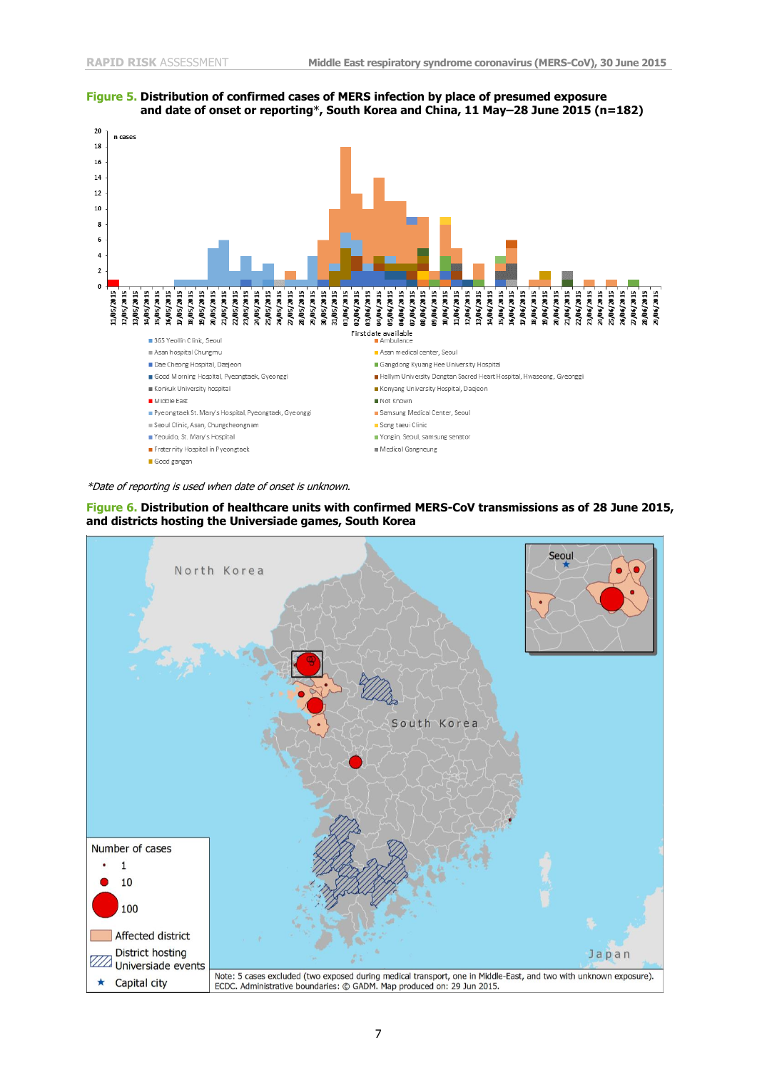**Figure 5. Distribution of confirmed cases of MERS infection by place of presumed exposure and date of onset or reporting*, South Korea and China, 11 May–28 June 2015 (n=182)**

*Date of reporting is used when date of onset is unknown.

**Figure 6. Distribution of healthcare units with confirmed MERS-CoV transmissions as of 28 June 2015, and districts hosting the Universiade games, South Korea**

Note: 5 cases excluded (two exposed during medical transport, one in Middle-East, and two with unknown exposure). ECDC. Administrative boundaries: © GADM. Map produced on: 29 Jun 2015.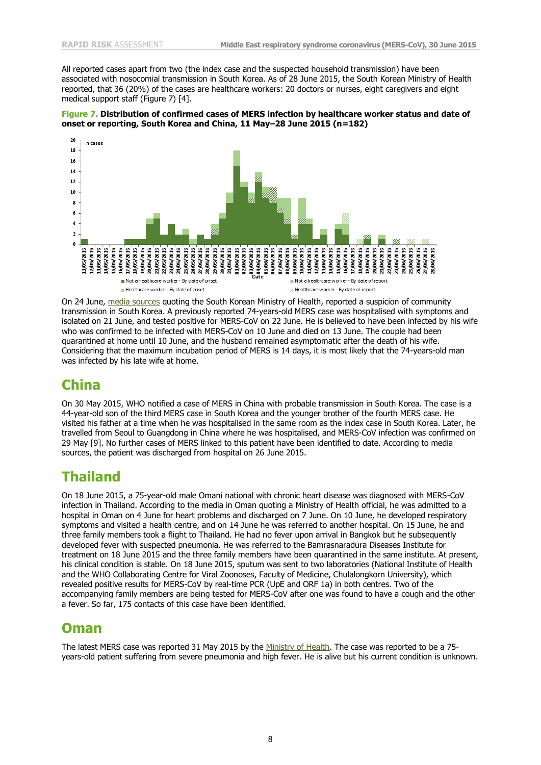All reported cases apart from two (the index case and the suspected household transmission) have been associated with nosocomial transmission in South Korea. As of 28 June 2015, the South Korean Ministry of Health reported, that 36 (20%) of the cases are healthcare workers: 20 doctors or nurses, eight caregivers and eight medical support staff (Figure 7) [4].

**Figure 7. Distribution of confirmed cases of MERS infection by healthcare worker status and date of onset or reporting, South Korea and China, 11 May–28 June 2015 (n=182)**

On 24 June, media sources quoting the South Korean Ministry of Health, reported a suspicion of community transmission in South Korea. A previously reported 74-years-old MERS case was hospitalised with symptoms and isolated on 21 June, and tested positive for MERS-CoV on 22 June. He is believed to have been infected by his wife who was confirmed to be infected with MERS-CoV on 10 June and died on 13 June. The couple had been quarantined at home until 10 June, and the husband remained asymptomatic after the death of his wife. Considering that the maximum incubation period of MERS is 14 days, it is most likely that the 74-years-old man was infected by his late wife at home.

## China

On 30 May 2015, WHO notified a case of MERS in China with probable transmission in South Korea. The case is a 44-year-old son of the third MERS case in South Korea and the younger brother of the fourth MERS case. He visited his father at a time when he was hospitalised in the same room as the index case in South Korea. Later, he travelled from Seoul to Guangdong in China where he was hospitalised, and MERS-CoV infection was confirmed on 29 May [9]. No further cases of MERS linked to this patient have been identified to date. According to media sources, the patient was discharged from hospital on 26 June 2015.

## Thailand

On 18 June 2015, a 75-year-old male Omani national with chronic heart disease was diagnosed with MERS-CoV infection in Thailand. According to the media in Oman quoting a Ministry of Health official, he was admitted to a hospital in Oman on 4 June for heart problems and discharged on 7 June. On 10 June, he developed respiratory symptoms and visited a health centre, and on 14 June he was referred to another hospital. On 15 June, he and three family members took a flight to Thailand. He had no fever upon arrival in Bangkok but he subsequently developed fever with suspected pneumonia. He was referred to the Bamrasnaradura Diseases Institute for treatment on 18 June 2015 and the three family members have been quarantined in the same institute. At present, his clinical condition is stable. On 18 June 2015, sputum was sent to two laboratories (National Institute of Health and the WHO Collaborating Centre for Viral Zoonoses, Faculty of Medicine, Chulalongkorn University), which revealed positive results for MERS-CoV by real-time PCR (UpE and ORF 1a) in both centres. Two of the accompanying family members are being tested for MERS-CoV after one was found to have a cough and the other a fever. So far, 175 contacts of this case have been identified.

## Oman

The latest MERS case was reported 31 May 2015 by the Ministry of Health. The case was reported to be a 75-years-old patient suffering from severe pneumonia and high fever. He is alive but his current condition is unknown.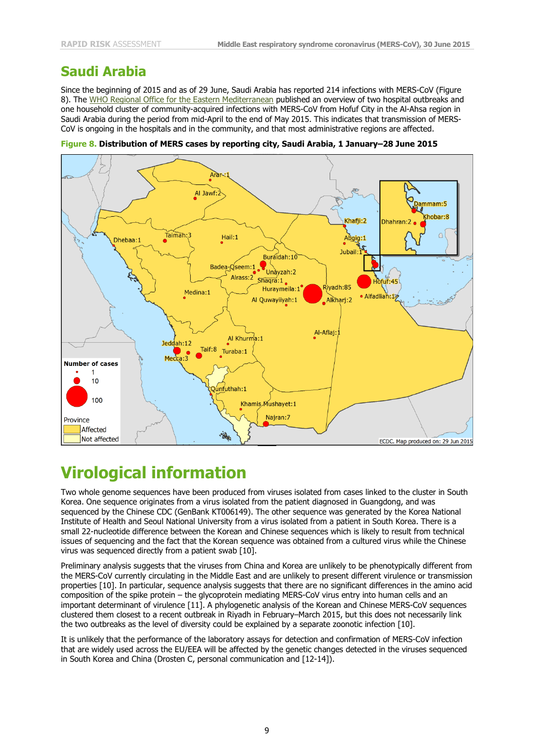## Saudi Arabia

Since the beginning of 2015 and as of 29 June, Saudi Arabia has reported 214 infections with MERS-CoV (Figure 8). The WHO Regional Office for the Eastern Mediterranean published an overview of two hospital outbreaks and one household cluster of community-acquired infections with MERS-CoV from Hofuf City in the Al-Ahsa region in Saudi Arabia during the period from mid-April to the end of May 2015. This indicates that transmission of MERS-CoV is ongoing in the hospitals and in the community, and that most administrative regions are affected.

**Figure 8. Distribution of MERS cases by reporting city, Saudi Arabia, 1 January–28 June 2015**

# Virological information

Two whole genome sequences have been produced from viruses isolated from cases linked to the cluster in South Korea. One sequence originates from a virus isolated from the patient diagnosed in Guangdong, and was sequenced by the Chinese CDC (GenBank KT006149). The other sequence was generated by the Korea National Institute of Health and Seoul National University from a virus isolated from a patient in South Korea. There is a small 22-nucleotide difference between the Korean and Chinese sequences which is likely to result from technical issues of sequencing and the fact that the Korean sequence was obtained from a cultured virus while the Chinese virus was sequenced directly from a patient swab [10].

Preliminary analysis suggests that the viruses from China and Korea are unlikely to be phenotypically different from the MERS-CoV currently circulating in the Middle East and are unlikely to present different virulence or transmission properties [10]. In particular, sequence analysis suggests that there are no significant differences in the amino acid composition of the spike protein – the glycoprotein mediating MERS-CoV virus entry into human cells and an important determinant of virulence [11]. A phylogenetic analysis of the Korean and Chinese MERS-CoV sequences clustered them closest to a recent outbreak in Riyadh in February–March 2015, but this does not necessarily link the two outbreaks as the level of diversity could be explained by a separate zoonotic infection [10].

It is unlikely that the performance of the laboratory assays for detection and confirmation of MERS-CoV infection that are widely used across the EU/EEA will be affected by the genetic changes detected in the viruses sequenced in South Korea and China (Drosten C, personal communication and [12-14]).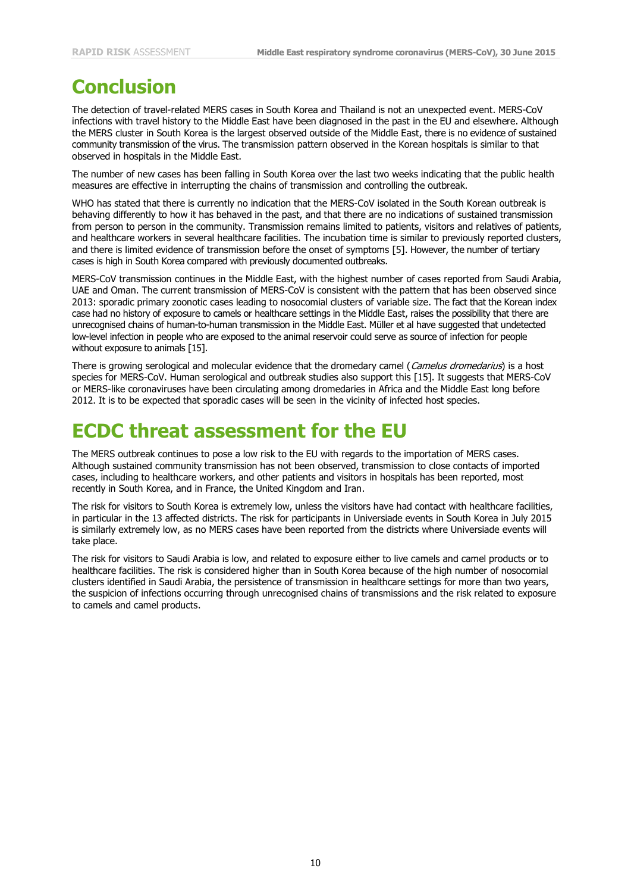# Conclusion

The detection of travel-related MERS cases in South Korea and Thailand is not an unexpected event. MERS-CoV infections with travel history to the Middle East have been diagnosed in the past in the EU and elsewhere. Although the MERS cluster in South Korea is the largest observed outside of the Middle East, there is no evidence of sustained community transmission of the virus. The transmission pattern observed in the Korean hospitals is similar to that observed in hospitals in the Middle East.

The number of new cases has been falling in South Korea over the last two weeks indicating that the public health measures are effective in interrupting the chains of transmission and controlling the outbreak.

WHO has stated that there is currently no indication that the MERS-CoV isolated in the South Korean outbreak is behaving differently to how it has behaved in the past, and that there are no indications of sustained transmission from person to person in the community. Transmission remains limited to patients, visitors and relatives of patients, and healthcare workers in several healthcare facilities. The incubation time is similar to previously reported clusters, and there is limited evidence of transmission before the onset of symptoms [5]. However, the number of tertiary cases is high in South Korea compared with previously documented outbreaks.

MERS-CoV transmission continues in the Middle East, with the highest number of cases reported from Saudi Arabia, UAE and Oman. The current transmission of MERS-CoV is consistent with the pattern that has been observed since 2013: sporadic primary zoonotic cases leading to nosocomial clusters of variable size. The fact that the Korean index case had no history of exposure to camels or healthcare settings in the Middle East, raises the possibility that there are unrecognised chains of human-to-human transmission in the Middle East. Müller et al have suggested that undetected low-level infection in people who are exposed to the animal reservoir could serve as source of infection for people without exposure to animals [15].

There is growing serological and molecular evidence that the dromedary camel (*Camelus dromedarius*) is a host species for MERS-CoV. Human serological and outbreak studies also support this [15]. It suggests that MERS-CoV or MERS-like coronaviruses have been circulating among dromedaries in Africa and the Middle East long before 2012. It is to be expected that sporadic cases will be seen in the vicinity of infected host species.

# ECDC threat assessment for the EU

The MERS outbreak continues to pose a low risk to the EU with regards to the importation of MERS cases. Although sustained community transmission has not been observed, transmission to close contacts of imported cases, including to healthcare workers, and other patients and visitors in hospitals has been reported, most recently in South Korea, and in France, the United Kingdom and Iran.

The risk for visitors to South Korea is extremely low, unless the visitors have had contact with healthcare facilities, in particular in the 13 affected districts. The risk for participants in Universiade events in South Korea in July 2015 is similarly extremely low, as no MERS cases have been reported from the districts where Universiade events will take place.

The risk for visitors to Saudi Arabia is low, and related to exposure either to live camels and camel products or to healthcare facilities. The risk is considered higher than in South Korea because of the high number of nosocomial clusters identified in Saudi Arabia, the persistence of transmission in healthcare settings for more than two years, the suspicion of infections occurring through unrecognised chains of transmissions and the risk related to exposure to camels and camel products.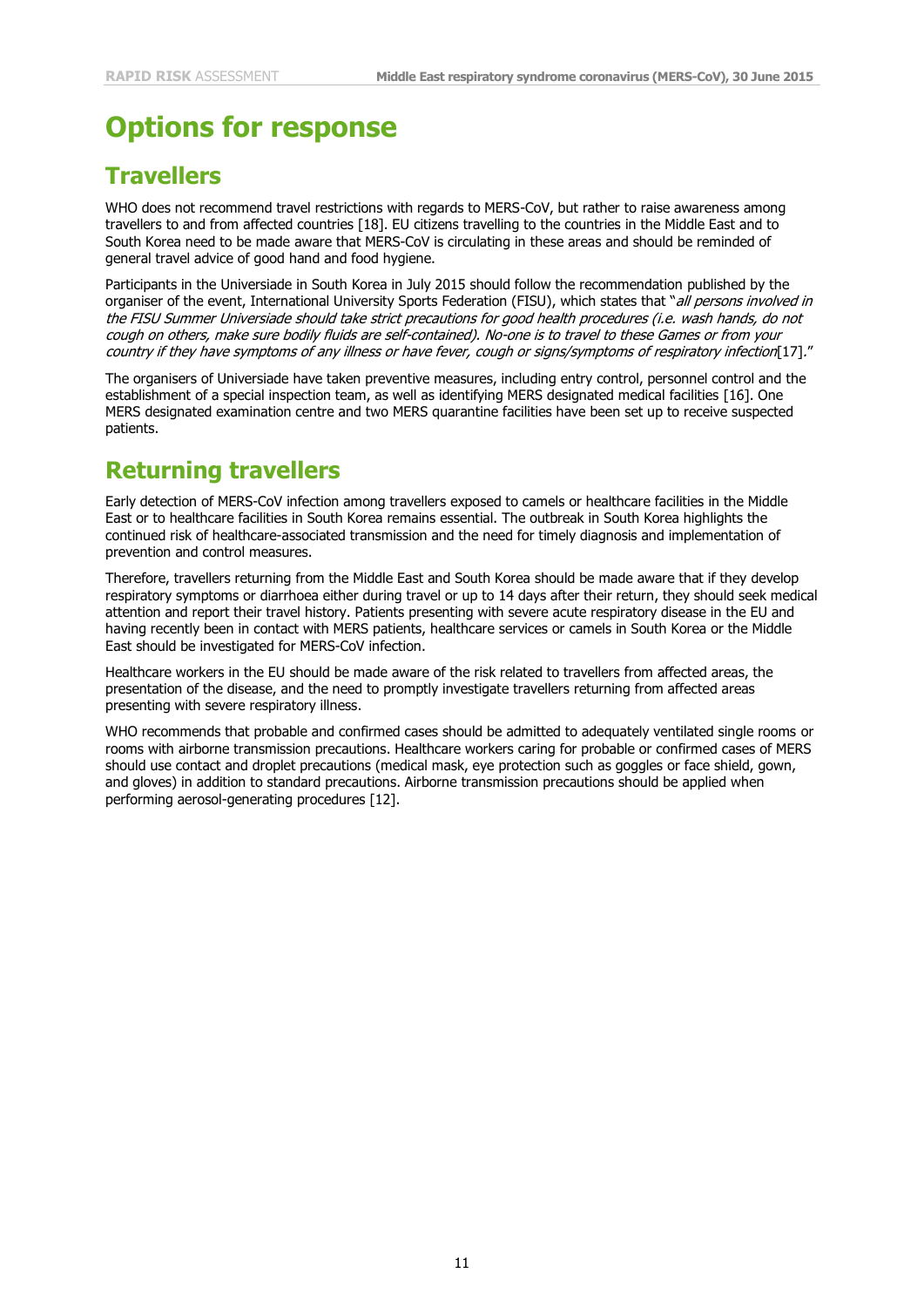# Options for response

## Travellers

WHO does not recommend travel restrictions with regards to MERS-CoV, but rather to raise awareness among travellers to and from affected countries [18]. EU citizens travelling to the countries in the Middle East and to South Korea need to be made aware that MERS-CoV is circulating in these areas and should be reminded of general travel advice of good hand and food hygiene.

Participants in the Universiade in South Korea in July 2015 should follow the recommendation published by the organiser of the event, International University Sports Federation (FISU), which states that "*all persons involved in the FISU Summer Universiade should take strict precautions for good health procedures (i.e. wash hands, do not cough on others, make sure bodily fluids are self-contained). No-one is to travel to these Games or from your country if they have symptoms of any illness or have fever, cough or signs/symptoms of respiratory infection*[17]."

The organisers of Universiade have taken preventive measures, including entry control, personnel control and the establishment of a special inspection team, as well as identifying MERS designated medical facilities [16]. One MERS designated examination centre and two MERS quarantine facilities have been set up to receive suspected patients.

## Returning travellers

Early detection of MERS-CoV infection among travellers exposed to camels or healthcare facilities in the Middle East or to healthcare facilities in South Korea remains essential. The outbreak in South Korea highlights the continued risk of healthcare-associated transmission and the need for timely diagnosis and implementation of prevention and control measures.

Therefore, travellers returning from the Middle East and South Korea should be made aware that if they develop respiratory symptoms or diarrhoea either during travel or up to 14 days after their return, they should seek medical attention and report their travel history. Patients presenting with severe acute respiratory disease in the EU and having recently been in contact with MERS patients, healthcare services or camels in South Korea or the Middle East should be investigated for MERS-CoV infection.

Healthcare workers in the EU should be made aware of the risk related to travellers from affected areas, the presentation of the disease, and the need to promptly investigate travellers returning from affected areas presenting with severe respiratory illness.

WHO recommends that probable and confirmed cases should be admitted to adequately ventilated single rooms or rooms with airborne transmission precautions. Healthcare workers caring for probable or confirmed cases of MERS should use contact and droplet precautions (medical mask, eye protection such as goggles or face shield, gown, and gloves) in addition to standard precautions. Airborne transmission precautions should be applied when performing aerosol-generating procedures [12].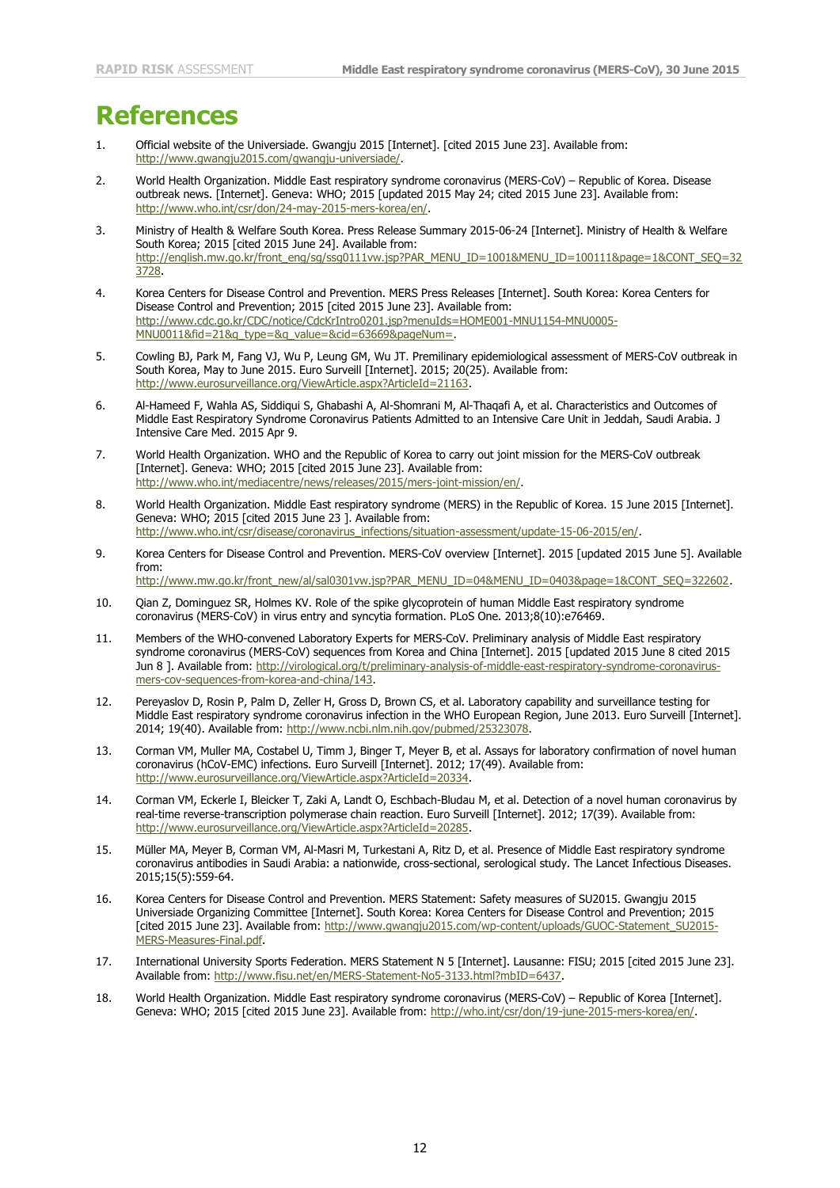# References

1. Official website of the Universiade. Gwangju 2015 [Internet]. [cited 2015 June 23]. Available from: http://www.gwangju2015.com/gwangju-universiade/.

2. World Health Organization. Middle East respiratory syndrome coronavirus (MERS-CoV) – Republic of Korea. Disease outbreak news. [Internet]. Geneva: WHO; 2015 [updated 2015 May 24; cited 2015 June 23]. Available from: http://www.who.int/csr/don/24-may-2015-mers-korea/en/.

3. Ministry of Health & Welfare South Korea. Press Release Summary 2015-06-24 [Internet]. Ministry of Health & Welfare South Korea; 2015 [cited 2015 June 24]. Available from: http://english.mw.go.kr/front_eng/sg/ssg0111vw.jsp?PAR_MENU_ID=1001&MENU_ID=100111&page=1&CONT_SEQ=323728.

4. Korea Centers for Disease Control and Prevention. MERS Press Releases [Internet]. South Korea: Korea Centers for Disease Control and Prevention; 2015 [cited 2015 June 23]. Available from: http://www.cdc.go.kr/CDC/notice/CdcKrIntro0201.jsp?menuIds=HOME001-MNU1154-MNU0005-MNU0011&fid=21&q_type=&q_value=&cid=63669&pageNum=.

5. Cowling BJ, Park M, Fang VJ, Wu P, Leung GM, Wu JT. Premilinary epidemiological assessment of MERS-CoV outbreak in South Korea, May to June 2015. Euro Surveill [Internet]. 2015; 20(25). Available from: http://www.eurosurveillance.org/ViewArticle.aspx?ArticleId=21163.

6. Al-Hameed F, Wahla AS, Siddiqui S, Ghabashi A, Al-Shomrani M, Al-Thaqafi A, et al. Characteristics and Outcomes of Middle East Respiratory Syndrome Coronavirus Patients Admitted to an Intensive Care Unit in Jeddah, Saudi Arabia. J Intensive Care Med. 2015 Apr 9.

7. World Health Organization. WHO and the Republic of Korea to carry out joint mission for the MERS-CoV outbreak [Internet]. Geneva: WHO; 2015 [cited 2015 June 23]. Available from: http://www.who.int/mediacentre/news/releases/2015/mers-joint-mission/en/.

8. World Health Organization. Middle East respiratory syndrome (MERS) in the Republic of Korea. 15 June 2015 [Internet]. Geneva: WHO; 2015 [cited 2015 June 23 ]. Available from: http://www.who.int/csr/disease/coronavirus_infections/situation-assessment/update-15-06-2015/en/.

9. Korea Centers for Disease Control and Prevention. MERS-CoV overview [Internet]. 2015 [updated 2015 June 5]. Available from: http://www.mw.go.kr/front_new/al/sal0301vw.jsp?PAR_MENU_ID=04&MENU_ID=0403&page=1&CONT_SEQ=322602.

10. Qian Z, Dominguez SR, Holmes KV. Role of the spike glycoprotein of human Middle East respiratory syndrome coronavirus (MERS-CoV) in virus entry and syncytia formation. PLoS One. 2013;8(10):e76469.

11. Members of the WHO-convened Laboratory Experts for MERS-CoV. Preliminary analysis of Middle East respiratory syndrome coronavirus (MERS-CoV) sequences from Korea and China [Internet]. 2015 [updated 2015 June 8 cited 2015 Jun 8 ]. Available from: http://virological.org/t/preliminary-analysis-of-middle-east-respiratory-syndrome-coronavirus-mers-cov-sequences-from-korea-and-china/143.

12. Pereyaslov D, Rosin P, Palm D, Zeller H, Gross D, Brown CS, et al. Laboratory capability and surveillance testing for Middle East respiratory syndrome coronavirus infection in the WHO European Region, June 2013. Euro Surveill [Internet]. 2014; 19(40). Available from: http://www.ncbi.nlm.nih.gov/pubmed/25323078.

13. Corman VM, Muller MA, Costabel U, Timm J, Binger T, Meyer B, et al. Assays for laboratory confirmation of novel human coronavirus (hCoV-EMC) infections. Euro Surveill [Internet]. 2012; 17(49). Available from: http://www.eurosurveillance.org/ViewArticle.aspx?ArticleId=20334.

14. Corman VM, Eckerle I, Bleicker T, Zaki A, Landt O, Eschbach-Bludau M, et al. Detection of a novel human coronavirus by real-time reverse-transcription polymerase chain reaction. Euro Surveill [Internet]. 2012; 17(39). Available from: http://www.eurosurveillance.org/ViewArticle.aspx?ArticleId=20285.

15. Müller MA, Meyer B, Corman VM, Al-Masri M, Turkestani A, Ritz D, et al. Presence of Middle East respiratory syndrome coronavirus antibodies in Saudi Arabia: a nationwide, cross-sectional, serological study. The Lancet Infectious Diseases. 2015;15(5):559-64.

16. Korea Centers for Disease Control and Prevention. MERS Statement: Safety measures of SU2015. Gwangju 2015 Universiade Organizing Committee [Internet]. South Korea: Korea Centers for Disease Control and Prevention; 2015 [cited 2015 June 23]. Available from: http://www.gwangju2015.com/wp-content/uploads/GUOC-Statement_SU2015-MERS-Measures-Final.pdf.

17. International University Sports Federation. MERS Statement N 5 [Internet]. Lausanne: FISU; 2015 [cited 2015 June 23]. Available from: http://www.fisu.net/en/MERS-Statement-No5-3133.html?mbID=6437.

18. World Health Organization. Middle East respiratory syndrome coronavirus (MERS-CoV) – Republic of Korea [Internet]. Geneva: WHO; 2015 [cited 2015 June 23]. Available from: http://who.int/csr/don/19-june-2015-mers-korea/en/.